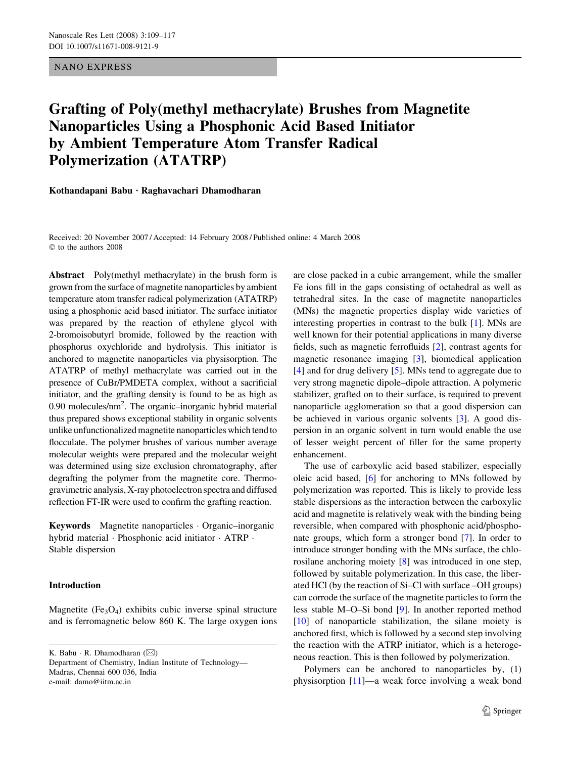NANO EXPRESS

# Grafting of Poly(methyl methacrylate) Brushes from Magnetite Nanoparticles Using a Phosphonic Acid Based Initiator by Ambient Temperature Atom Transfer Radical Polymerization (ATATRP)

**Kothandapani Babu · Raghavachari Dhamodharan**

Received: 20 November 2007 / Accepted: 14 February 2008 / Published online: 4 March 2008
© to the authors 2008

**Abstract** Poly(methyl methacrylate) in the brush form is grown from the surface of magnetite nanoparticles by ambient temperature atom transfer radical polymerization (ATATRP) using a phosphonic acid based initiator. The surface initiator was prepared by the reaction of ethylene glycol with 2-bromoisobutyrl bromide, followed by the reaction with phosphorus oxychloride and hydrolysis. This initiator is anchored to magnetite nanoparticles via physisorption. The ATATRP of methyl methacrylate was carried out in the presence of CuBr/PMDETA complex, without a sacrificial initiator, and the grafting density is found to be as high as 0.90 molecules/nm$^2$. The organic–inorganic hybrid material thus prepared shows exceptional stability in organic solvents unlike unfunctionalized magnetite nanoparticles which tend to flocculate. The polymer brushes of various number average molecular weights were prepared and the molecular weight was determined using size exclusion chromatography, after degrafting the polymer from the magnetite core. Thermogravimetric analysis, X-ray photoelectron spectra and diffused reflection FT-IR were used to confirm the grafting reaction.

**Keywords** Magnetite nanoparticles · Organic–inorganic hybrid material · Phosphonic acid initiator · ATRP · Stable dispersion

## Introduction

Magnetite ($Fe_3O_4$) exhibits cubic inverse spinal structure and is ferromagnetic below 860 K. The large oxygen ions are close packed in a cubic arrangement, while the smaller Fe ions fill in the gaps consisting of octahedral as well as tetrahedral sites. In the case of magnetite nanoparticles (MNs) the magnetic properties display wide varieties of interesting properties in contrast to the bulk [1]. MNs are well known for their potential applications in many diverse fields, such as magnetic ferrofluids [2], contrast agents for magnetic resonance imaging [3], biomedical application [4] and for drug delivery [5]. MNs tend to aggregate due to very strong magnetic dipole–dipole attraction. A polymeric stabilizer, grafted on to their surface, is required to prevent nanoparticle agglomeration so that a good dispersion can be achieved in various organic solvents [3]. A good dispersion in an organic solvent in turn would enable the use of lesser weight percent of filler for the same property enhancement.

The use of carboxylic acid based stabilizer, especially oleic acid based, [6] for anchoring to MNs followed by polymerization was reported. This is likely to provide less stable dispersions as the interaction between the carboxylic acid and magnetite is relatively weak with the binding being reversible, when compared with phosphonic acid/phosphonate groups, which form a stronger bond [7]. In order to introduce stronger bonding with the MNs surface, the chlorosilane anchoring moiety [8] was introduced in one step, followed by suitable polymerization. In this case, the liberated HCl (by the reaction of Si–Cl with surface –OH groups) can corrode the surface of the magnetite particles to form the less stable M–O–Si bond [9]. In another reported method [10] of nanoparticle stabilization, the silane moiety is anchored first, which is followed by a second step involving the reaction with the ATRP initiator, which is a heterogeneous reaction. This is then followed by polymerization.

Polymers can be anchored to nanoparticles by, (1) physisorption [11]—a weak force involving a weak bond

K. Babu · R. Dhamodharan (✉)
Department of Chemistry, Indian Institute of Technology—Madras, Chennai 600 036, India
e-mail: damo@iitm.ac.in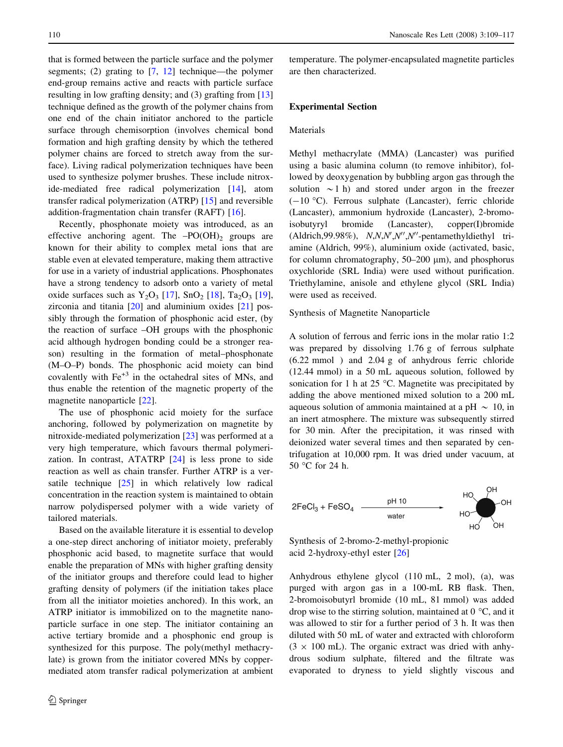that is formed between the particle surface and the polymer segments; (2) grating to [7, 12] technique—the polymer end-group remains active and reacts with particle surface resulting in low grafting density; and (3) grafting from [13] technique defined as the growth of the polymer chains from one end of the chain initiator anchored to the particle surface through chemisorption (involves chemical bond formation and high grafting density by which the tethered polymer chains are forced to stretch away from the surface). Living radical polymerization techniques have been used to synthesize polymer brushes. These include nitroxide-mediated free radical polymerization [14], atom transfer radical polymerization (ATRP) [15] and reversible addition-fragmentation chain transfer (RAFT) [16].

Recently, phosphonate moiety was introduced, as an effective anchoring agent. The $–PO(OH)_2$ groups are known for their ability to complex metal ions that are stable even at elevated temperature, making them attractive for use in a variety of industrial applications. Phosphonates have a strong tendency to adsorb onto a variety of metal oxide surfaces such as $Y_2O_3$ [17], $SnO_2$ [18], $Ta_2O_3$ [19], zirconia and titania [20] and aluminium oxides [21] possibly through the formation of phosphonic acid ester, (by the reaction of surface –OH groups with the phosphonic acid although hydrogen bonding could be a stronger reason) resulting in the formation of metal–phosphonate (M–O–P) bonds. The phosphonic acid moiety can bind covalently with $Fe^{+3}$ in the octahedral sites of MNs, and thus enable the retention of the magnetic property of the magnetite nanoparticle [22].

The use of phosphonic acid moiety for the surface anchoring, followed by polymerization on magnetite by nitroxide-mediated polymerization [23] was performed at a very high temperature, which favours thermal polymerization. In contrast, ATATRP [24] is less prone to side reaction as well as chain transfer. Further ATRP is a versatile technique [25] in which relatively low radical concentration in the reaction system is maintained to obtain narrow polydispersed polymer with a wide variety of tailored materials.

Based on the available literature it is essential to develop a one-step direct anchoring of initiator moiety, preferably phosphonic acid based, to magnetite surface that would enable the preparation of MNs with higher grafting density of the initiator groups and therefore could lead to higher grafting density of polymers (if the initiation takes place from all the initiator moieties anchored). In this work, an ATRP initiator is immobilized on to the magnetite nanoparticle surface in one step. The initiator containing an active tertiary bromide and a phosphonic end group is synthesized for this purpose. The poly(methyl methacrylate) is grown from the initiator covered MNs by copper-mediated atom transfer radical polymerization at ambient temperature. The polymer-encapsulated magnetite particles are then characterized.

## Experimental Section

### Materials

Methyl methacrylate (MMA) (Lancaster) was purified using a basic alumina column (to remove inhibitor), followed by deoxygenation by bubbling argon gas through the solution ~1 h) and stored under argon in the freezer (−10 °C). Ferrous sulphate (Lancaster), ferric chloride (Lancaster), ammonium hydroxide (Lancaster), 2-bromo-isobutyryl bromide (Lancaster), copper(I)bromide (Aldrich,99.98%), *N*,*N*,*N*′,*N*″,*N*″-pentamethyldiethyl triamine (Aldrich, 99%), aluminium oxide (activated, basic, for column chromatography, 50–200 μm), and phosphorus oxychloride (SRL India) were used without purification. Triethylamine, anisole and ethylene glycol (SRL India) were used as received.

### Synthesis of Magnetite Nanoparticle

A solution of ferrous and ferric ions in the molar ratio 1:2 was prepared by dissolving 1.76 g of ferrous sulphate (6.22 mmol ) and 2.04 g of anhydrous ferric chloride (12.44 mmol) in a 50 mL aqueous solution, followed by sonication for 1 h at 25 °C. Magnetite was precipitated by adding the above mentioned mixed solution to a 200 mL aqueous solution of ammonia maintained at a pH ~ 10, in an inert atmosphere. The mixture was subsequently stirred for 30 min. After the precipitation, it was rinsed with deionized water several times and then separated by centrifugation at 10,000 rpm. It was dried under vacuum, at 50 °C for 24 h.

$$2FeCl_3 + FeSO_4 \xrightarrow[\text{water}]{\text{pH 10}}$$

### Synthesis of 2-bromo-2-methyl-propionic acid 2-hydroxy-ethyl ester [26]

Anhydrous ethylene glycol (110 mL, 2 mol), (a), was purged with argon gas in a 100-mL RB flask. Then, 2-bromoisobutyryl bromide (10 mL, 81 mmol) was added drop wise to the stirring solution, maintained at 0 °C, and it was allowed to stir for a further period of 3 h. It was then diluted with 50 mL of water and extracted with chloroform (3 × 100 mL). The organic extract was dried with anhydrous sodium sulphate, filtered and the filtrate was evaporated to dryness to yield slightly viscous and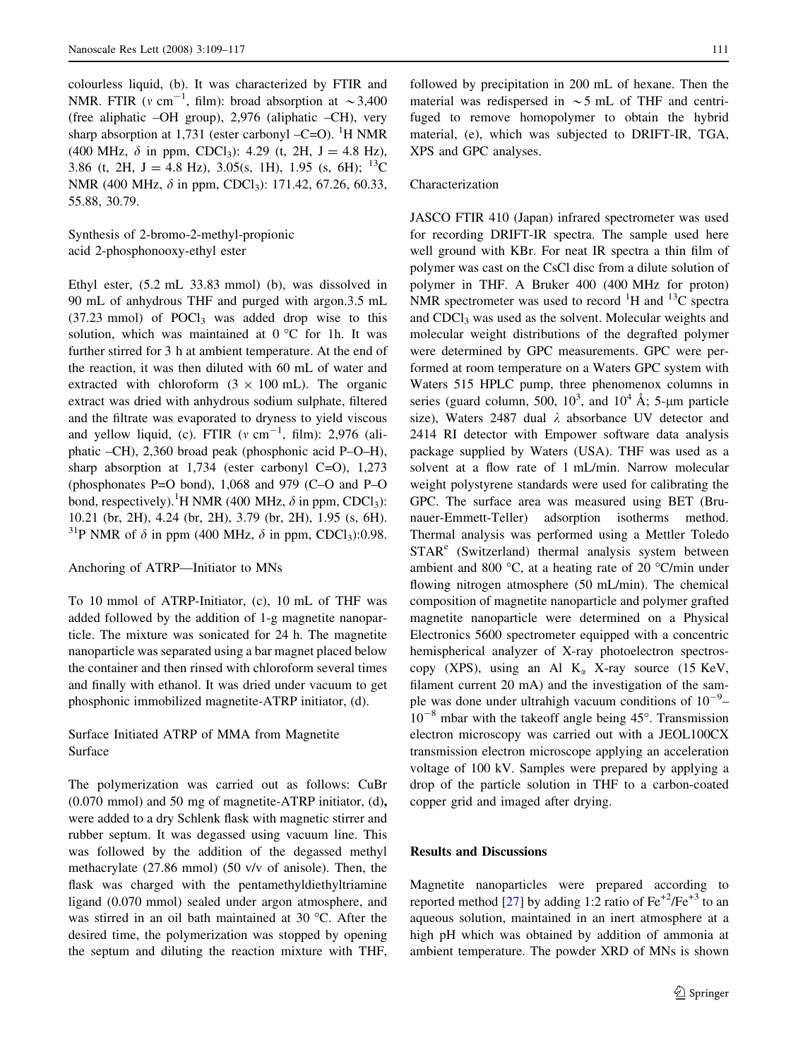colourless liquid, (b). It was characterized by FTIR and NMR. FTIR ($\nu$ cm$^{-1}$, film): broad absorption at ~3,400 (free aliphatic –OH group), 2,976 (aliphatic –CH), very sharp absorption at 1,731 (ester carbonyl –C=O). $^1$H NMR (400 MHz, $\delta$ in ppm, $CDCl_3$): 4.29 (t, 2H, J = 4.8 Hz), 3.86 (t, 2H, J = 4.8 Hz), 3.05(s, 1H), 1.95 (s, 6H); $^{13}$C NMR (400 MHz, $\delta$ in ppm, $CDCl_3$): 171.42, 67.26, 60.33, 55.88, 30.79.

### Synthesis of 2-bromo-2-methyl-propionic acid 2-phosphonooxy-ethyl ester

Ethyl ester, (5.2 mL 33.83 mmol) (b), was dissolved in 90 mL of anhydrous THF and purged with argon.3.5 mL (37.23 mmol) of $POCl_3$ was added drop wise to this solution, which was maintained at 0 °C for 1h. It was further stirred for 3 h at ambient temperature. At the end of the reaction, it was then diluted with 60 mL of water and extracted with chloroform (3 × 100 mL). The organic extract was dried with anhydrous sodium sulphate, filtered and the filtrate was evaporated to dryness to yield viscous and yellow liquid, (c). FTIR ($\nu$ cm$^{-1}$, film): 2,976 (aliphatic –CH), 2,360 broad peak (phosphonic acid P–O–H), sharp absorption at 1,734 (ester carbonyl C=O), 1,273 (phosphonates P=O bond), 1,068 and 979 (C–O and P–O bond, respectively).$^1$H NMR (400 MHz, $\delta$ in ppm, $CDCl_3$): 10.21 (br, 2H), 4.24 (br, 2H), 3.79 (br, 2H), 1.95 (s, 6H). $^{31}$P NMR of $\delta$ in ppm (400 MHz, $\delta$ in ppm, $CDCl_3$):0.98.

### Anchoring of ATRP—Initiator to MNs

To 10 mmol of ATRP-Initiator, (c), 10 mL of THF was added followed by the addition of 1-g magnetite nanoparticle. The mixture was sonicated for 24 h. The magnetite nanoparticle was separated using a bar magnet placed below the container and then rinsed with chloroform several times and finally with ethanol. It was dried under vacuum to get phosphonic immobilized magnetite-ATRP initiator, (d).

### Surface Initiated ATRP of MMA from Magnetite Surface

The polymerization was carried out as follows: CuBr (0.070 mmol) and 50 mg of magnetite-ATRP initiator, (d), were added to a dry Schlenk flask with magnetic stirrer and rubber septum. It was degassed using vacuum line. This was followed by the addition of the degassed methyl methacrylate (27.86 mmol) (50 v/v of anisole). Then, the flask was charged with the pentamethyldiethyltriamine ligand (0.070 mmol) sealed under argon atmosphere, and was stirred in an oil bath maintained at 30 °C. After the desired time, the polymerization was stopped by opening the septum and diluting the reaction mixture with THF, followed by precipitation in 200 mL of hexane. Then the material was redispersed in ~5 mL of THF and centrifuged to remove homopolymer to obtain the hybrid material, (e), which was subjected to DRIFT-IR, TGA, XPS and GPC analyses.

### Characterization

JASCO FTIR 410 (Japan) infrared spectrometer was used for recording DRIFT-IR spectra. The sample used here well ground with KBr. For neat IR spectra a thin film of polymer was cast on the CsCl disc from a dilute solution of polymer in THF. A Bruker 400 (400 MHz for proton) NMR spectrometer was used to record $^1$H and $^{13}$C spectra and $CDCl_3$ was used as the solvent. Molecular weights and molecular weight distributions of the degrafted polymer were determined by GPC measurements. GPC were performed at room temperature on a Waters GPC system with Waters 515 HPLC pump, three phenomenox columns in series (guard column, 500, $10^3$, and $10^4$ Å; 5-μm particle size), Waters 2487 dual $\lambda$ absorbance UV detector and 2414 RI detector with Empower software data analysis package supplied by Waters (USA). THF was used as a solvent at a flow rate of 1 mL/min. Narrow molecular weight polystyrene standards were used for calibrating the GPC. The surface area was measured using BET (Brunauer-Emmett-Teller) adsorption isotherms method. Thermal analysis was performed using a Mettler Toledo STAR$^e$ (Switzerland) thermal analysis system between ambient and 800 °C, at a heating rate of 20 °C/min under flowing nitrogen atmosphere (50 mL/min). The chemical composition of magnetite nanoparticle and polymer grafted magnetite nanoparticle were determined on a Physical Electronics 5600 spectrometer equipped with a concentric hemispherical analyzer of X-ray photoelectron spectroscopy (XPS), using an Al $K_\alpha$ X-ray source (15 KeV, filament current 20 mA) and the investigation of the sample was done under ultrahigh vacuum conditions of $10^{-9}$–$10^{-8}$ mbar with the takeoff angle being 45°. Transmission electron microscopy was carried out with a JEOL100CX transmission electron microscope applying an acceleration voltage of 100 kV. Samples were prepared by applying a drop of the particle solution in THF to a carbon-coated copper grid and imaged after drying.

## Results and Discussions

Magnetite nanoparticles were prepared according to reported method [27] by adding 1:2 ratio of $Fe^{+2}$/$Fe^{+3}$ to an aqueous solution, maintained in an inert atmosphere at a high pH which was obtained by addition of ammonia at ambient temperature. The powder XRD of MNs is shown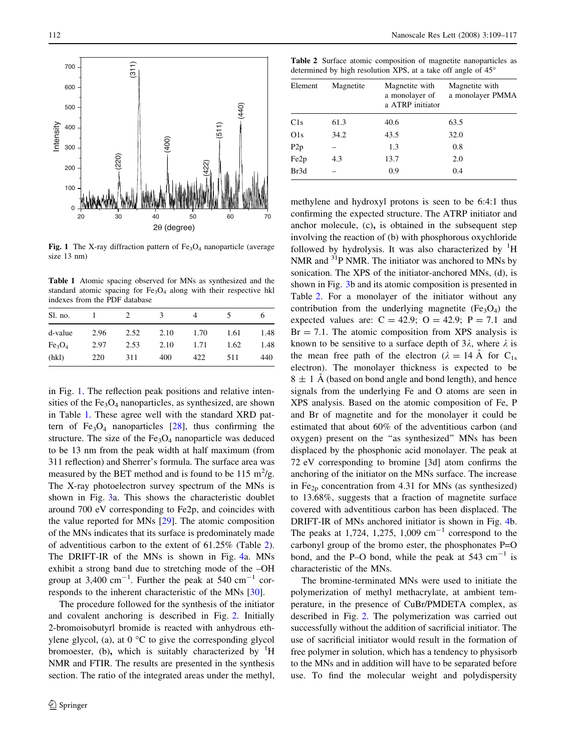**Fig. 1** The X-ray diffraction pattern of $Fe_3O_4$ nanoparticle (average size 13 nm)

**Table 1** Atomic spacing observed for MNs as synthesized and the standard atomic spacing for $Fe_3O_4$ along with their respective hkl indexes from the PDF database

| Sl. no. | 1 | 2 | 3 | 4 | 5 | 6 |
|---|---|---|---|---|---|---|
| d-value | 2.96 | 2.52 | 2.10 | 1.70 | 1.61 | 1.48 |
| $Fe_3O_4$ | 2.97 | 2.53 | 2.10 | 1.71 | 1.62 | 1.48 |
| (hkl) | 220 | 311 | 400 | 422 | 511 | 440 |

in Fig. 1. The reflection peak positions and relative intensities of the $Fe_3O_4$ nanoparticles, as synthesized, are shown in Table 1. These agree well with the standard XRD pattern of $Fe_3O_4$ nanoparticles [28], thus confirming the structure. The size of the $Fe_3O_4$ nanoparticle was deduced to be 13 nm from the peak width at half maximum (from 311 reflection) and Sherrer's formula. The surface area was measured by the BET method and is found to be 115 $m^2$/g. The X-ray photoelectron survey spectrum of the MNs is shown in Fig. 3a. This shows the characteristic doublet around 700 eV corresponding to Fe2p, and coincides with the value reported for MNs [29]. The atomic composition of the MNs indicates that its surface is predominately made of adventitious carbon to the extent of 61.25% (Table 2). The DRIFT-IR of the MNs is shown in Fig. 4a. MNs exhibit a strong band due to stretching mode of the –OH group at 3,400 $cm^{-1}$. Further the peak at 540 $cm^{-1}$ corresponds to the inherent characteristic of the MNs [30].

The procedure followed for the synthesis of the initiator and covalent anchoring is described in Fig. 2. Initially 2-bromoisobutyrl bromide is reacted with anhydrous ethylene glycol, (a), at 0 °C to give the corresponding glycol bromoester, (b), which is suitably characterized by $^1$H NMR and FTIR. The results are presented in the synthesis section. The ratio of the integrated areas under the methyl,

**Table 2** Surface atomic composition of magnetite nanoparticles as determined by high resolution XPS, at a take off angle of 45°

| Element | Magnetite | Magnetite with a monolayer of a ATRP initiator | Magnetite with a monolayer PMMA |
|---|---|---|---|
| C1s | 61.3 | 40.6 | 63.5 |
| O1s | 34.2 | 43.5 | 32.0 |
| P2p | – | 1.3 | 0.8 |
| Fe2p | 4.3 | 13.7 | 2.0 |
| Br3d | – | 0.9 | 0.4 |

methylene and hydroxyl protons is seen to be 6:4:1 thus confirming the expected structure. The ATRP initiator and anchor molecule, (c), is obtained in the subsequent step involving the reaction of (b) with phosphorous oxychloride followed by hydrolysis. It was also characterized by $^1$H NMR and $^{31}$P NMR. The initiator was anchored to MNs by sonication. The XPS of the initiator-anchored MNs, (d), is shown in Fig. 3b and its atomic composition is presented in Table 2. For a monolayer of the initiator without any contribution from the underlying magnetite ($Fe_3O_4$) the expected values are: C = 42.9; O = 42.9; P = 7.1 and Br = 7.1. The atomic composition from XPS analysis is known to be sensitive to a surface depth of 3$\lambda$, where $\lambda$ is the mean free path of the electron ($\lambda = 14$ Å for $C_{1s}$ electron). The monolayer thickness is expected to be $8 \pm 1$ Å (based on bond angle and bond length), and hence signals from the underlying Fe and O atoms are seen in XPS analysis. Based on the atomic composition of Fe, P and Br of magnetite and for the monolayer it could be estimated that about 60% of the adventitious carbon (and oxygen) present on the "as synthesized" MNs has been displaced by the phosphonic acid monolayer. The peak at 72 eV corresponding to bromine [3d] atom confirms the anchoring of the initiator on the MNs surface. The increase in $Fe_{2p}$ concentration from 4.31 for MNs (as synthesized) to 13.68%, suggests that a fraction of magnetite surface covered with adventitious carbon has been displaced. The DRIFT-IR of MNs anchored initiator is shown in Fig. 4b. The peaks at 1,724, 1,275, 1,009 $cm^{-1}$ correspond to the carbonyl group of the bromo ester, the phosphonates P=O bond, and the P–O bond, while the peak at 543 $cm^{-1}$ is characteristic of the MNs.

The bromine-terminated MNs were used to initiate the polymerization of methyl methacrylate, at ambient temperature, in the presence of CuBr/PMDETA complex, as described in Fig. 2. The polymerization was carried out successfully without the addition of sacrificial initiator. The use of sacrificial initiator would result in the formation of free polymer in solution, which has a tendency to physisorb to the MNs and in addition will have to be separated before use. To find the molecular weight and polydispersity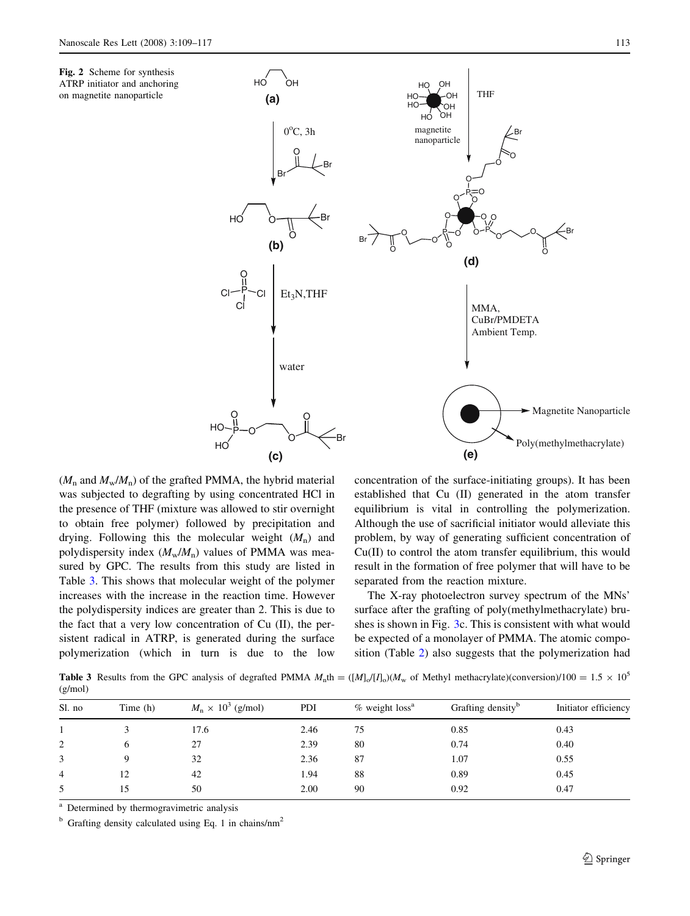**Fig. 2** Scheme for synthesis ATRP initiator and anchoring on magnetite nanoparticle

($M_n$ and $M_w/M_n$) of the grafted PMMA, the hybrid material was subjected to degrafting by using concentrated HCl in the presence of THF (mixture was allowed to stir overnight to obtain free polymer) followed by precipitation and drying. Following this the molecular weight ($M_n$) and polydispersity index ($M_w/M_n$) values of PMMA was measured by GPC. The results from this study are listed in Table 3. This shows that molecular weight of the polymer increases with the increase in the reaction time. However the polydispersity indices are greater than 2. This is due to the fact that a very low concentration of Cu (II), the persistent radical in ATRP, is generated during the surface polymerization (which in turn is due to the low concentration of the surface-initiating groups). It has been established that Cu (II) generated in the atom transfer equilibrium is vital in controlling the polymerization. Although the use of sacrificial initiator would alleviate this problem, by way of generating sufficient concentration of Cu(II) to control the atom transfer equilibrium, this would result in the formation of free polymer that will have to be separated from the reaction mixture.

The X-ray photoelectron survey spectrum of the MNs' surface after the grafting of poly(methylmethacrylate) brushes is shown in Fig. 3c. This is consistent with what would be expected of a monolayer of PMMA. The atomic composition (Table 2) also suggests that the polymerization had

**Table 3** Results from the GPC analysis of degrafted PMMA $M_n th = ([M]_o/[I]_o)(M_w \text{ of Methyl methacrylate})(\text{conversion})/100 = 1.5 \times 10^5$ (g/mol)

| Sl. no | Time (h) | $M_n \times 10^3$ (g/mol) | PDI | % weight loss[a] | Grafting density[b] | Initiator efficiency |
|---|---|---|---|---|---|---|
| 1 | 3 | 17.6 | 2.46 | 75 | 0.85 | 0.43 |
| 2 | 6 | 27 | 2.39 | 80 | 0.74 | 0.40 |
| 3 | 9 | 32 | 2.36 | 87 | 1.07 | 0.55 |
| 4 | 12 | 42 | 1.94 | 88 | 0.89 | 0.45 |
| 5 | 15 | 50 | 2.00 | 90 | 0.92 | 0.47 |

[a] Determined by thermogravimetric analysis

[b] Grafting density calculated using Eq. 1 in chains/nm$^2$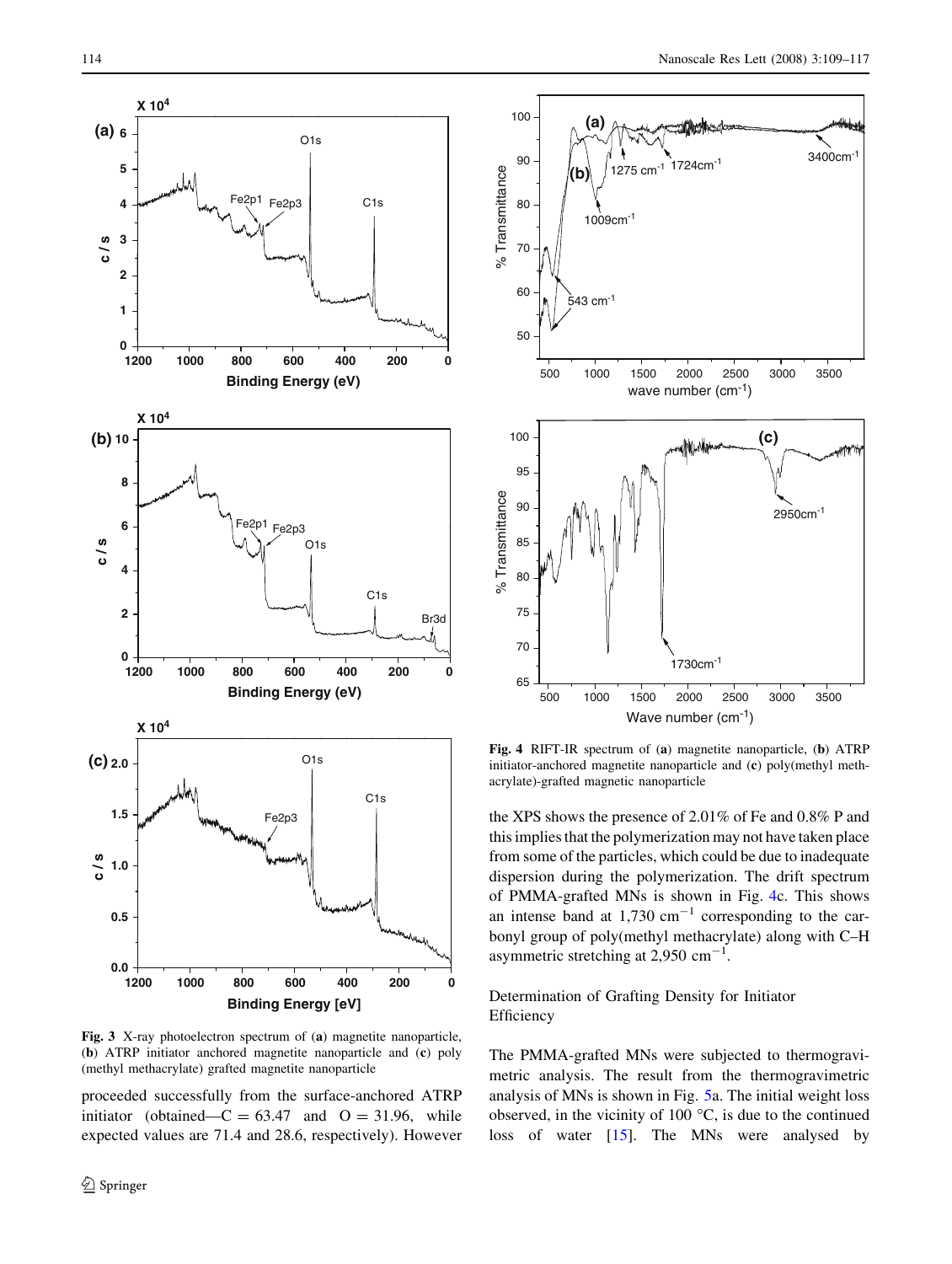Fig. 3 X-ray photoelectron spectrum of (**a**) magnetite nanoparticle, (**b**) ATRP initiator anchored magnetite nanoparticle and (**c**) poly (methyl methacrylate) grafted magnetite nanoparticle

proceeded successfully from the surface-anchored ATRP initiator (obtained—C = 63.47 and O = 31.96, while expected values are 71.4 and 28.6, respectively). However the XPS shows the presence of 2.01% of Fe and 0.8% P and this implies that the polymerization may not have taken place from some of the particles, which could be due to inadequate dispersion during the polymerization. The drift spectrum of PMMA-grafted MNs is shown in Fig. 4c. This shows an intense band at 1,730 $cm^{-1}$ corresponding to the carbonyl group of poly(methyl methacrylate) along with C–H asymmetric stretching at 2,950 $cm^{-1}$.

Fig. 4 RIFT-IR spectrum of (**a**) magnetite nanoparticle, (**b**) ATRP initiator-anchored magnetite nanoparticle and (**c**) poly(methyl methacrylate)-grafted magnetic nanoparticle

## Determination of Grafting Density for Initiator Efficiency

The PMMA-grafted MNs were subjected to thermogravimetric analysis. The result from the thermogravimetric analysis of MNs is shown in Fig. 5a. The initial weight loss observed, in the vicinity of 100 °C, is due to the continued loss of water [15]. The MNs were analysed by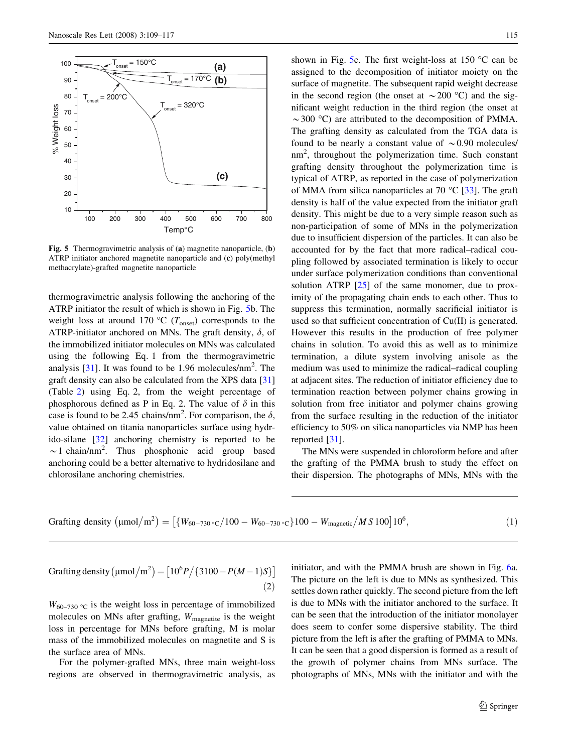Fig. 5 Thermogravimetric analysis of (**a**) magnetite nanoparticle, (**b**) ATRP initiator anchored magnetite nanoparticle and (**c**) poly(methyl methacrylate)-grafted magnetite nanoparticle

thermogravimetric analysis following the anchoring of the ATRP initiator the result of which is shown in Fig. 5b. The weight loss at around 170 °C ($T_{onset}$) corresponds to the ATRP-initiator anchored on MNs. The graft density, $\delta$, of the immobilized initiator molecules on MNs was calculated using the following Eq. 1 from the thermogravimetric analysis [31]. It was found to be 1.96 molecules/nm$^2$. The graft density can also be calculated from the XPS data [31] (Table 2) using Eq. 2, from the weight percentage of phosphorous defined as P in Eq. 2. The value of $\delta$ in this case is found to be 2.45 chains/nm$^2$. For comparison, the $\delta$, value obtained on titania nanoparticles surface using hydrido-silane [32] anchoring chemistry is reported to be ~1 chain/nm$^2$. Thus phosphonic acid group based anchoring could be a better alternative to hydridosilane and chlorosilane anchoring chemistries.

$$\text{Grafting density}\ (\mu\text{mol/m}^2) = \left[\{W_{60-730\,^\circ\text{C}}/100 - W_{60-730\,^\circ\text{C}}\}100 - W_{\text{magnetic}}/M\,S\,100\right]10^6, \quad (1)$$

$$\text{Grafting density}\ (\mu\text{mol/m}^2) = \left[10^6 P/\{3100 - P(M-1)S\}\right] \quad (2)$$

$W_{60-730\,^\circ C}$ is the weight loss in percentage of immobilized molecules on MNs after grafting, $W_{magnetite}$ is the weight loss in percentage for MNs before grafting, M is molar mass of the immobilized molecules on magnetite and S is the surface area of MNs.

For the polymer-grafted MNs, three main weight-loss regions are observed in thermogravimetric analysis, as shown in Fig. 5c. The first weight-loss at 150 °C can be assigned to the decomposition of initiator moiety on the surface of magnetite. The subsequent rapid weight decrease in the second region (the onset at ~200 °C) and the significant weight reduction in the third region (the onset at ~300 °C) are attributed to the decomposition of PMMA. The grafting density as calculated from the TGA data is found to be nearly a constant value of ~0.90 molecules/nm$^2$, throughout the polymerization time. Such constant grafting density throughout the polymerization time is typical of ATRP, as reported in the case of polymerization of MMA from silica nanoparticles at 70 °C [33]. The graft density is half of the value expected from the initiator graft density. This might be due to a very simple reason such as non-participation of some of MNs in the polymerization due to insufficient dispersion of the particles. It can also be accounted for by the fact that more radical–radical coupling followed by associated termination is likely to occur under surface polymerization conditions than conventional solution ATRP [25] of the same monomer, due to proximity of the propagating chain ends to each other. Thus to suppress this termination, normally sacrificial initiator is used so that sufficient concentration of Cu(II) is generated. However this results in the production of free polymer chains in solution. To avoid this as well as to minimize termination, a dilute system involving anisole as the medium was used to minimize the radical–radical coupling at adjacent sites. The reduction of initiator efficiency due to termination reaction between polymer chains growing in solution from free initiator and polymer chains growing from the surface resulting in the reduction of the initiator efficiency to 50% on silica nanoparticles via NMP has been reported [31].

The MNs were suspended in chloroform before and after the grafting of the PMMA brush to study the effect on their dispersion. The photographs of MNs, MNs with the initiator, and with the PMMA brush are shown in Fig. 6a. The picture on the left is due to MNs as synthesized. This settles down rather quickly. The second picture from the left is due to MNs with the initiator anchored to the surface. It can be seen that the introduction of the initiator monolayer does seem to confer some dispersive stability. The third picture from the left is after the grafting of PMMA to MNs. It can be seen that a good dispersion is formed as a result of the growth of polymer chains from MNs surface. The photographs of MNs, MNs with the initiator and with the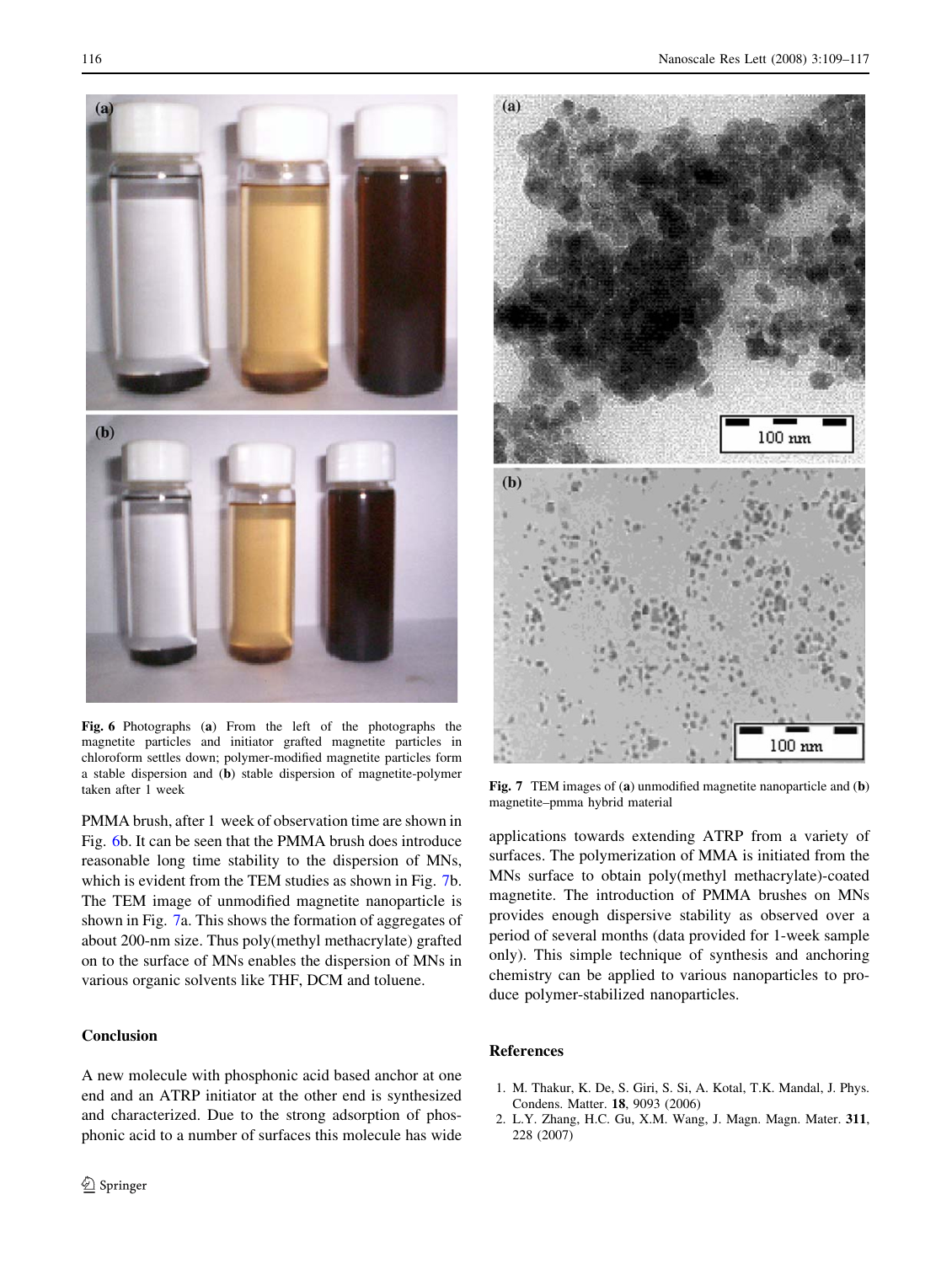Fig. 6 Photographs (**a**) From the left of the photographs the magnetite particles and initiator grafted magnetite particles in chloroform settles down; polymer-modified magnetite particles form a stable dispersion and (**b**) stable dispersion of magnetite-polymer taken after 1 week

Fig. 7 TEM images of (**a**) unmodified magnetite nanoparticle and (**b**) magnetite–pmma hybrid material

PMMA brush, after 1 week of observation time are shown in Fig. 6b. It can be seen that the PMMA brush does introduce reasonable long time stability to the dispersion of MNs, which is evident from the TEM studies as shown in Fig. 7b. The TEM image of unmodified magnetite nanoparticle is shown in Fig. 7a. This shows the formation of aggregates of about 200-nm size. Thus poly(methyl methacrylate) grafted on to the surface of MNs enables the dispersion of MNs in various organic solvents like THF, DCM and toluene.

## Conclusion

A new molecule with phosphonic acid based anchor at one end and an ATRP initiator at the other end is synthesized and characterized. Due to the strong adsorption of phosphonic acid to a number of surfaces this molecule has wide applications towards extending ATRP from a variety of surfaces. The polymerization of MMA is initiated from the MNs surface to obtain poly(methyl methacrylate)-coated magnetite. The introduction of PMMA brushes on MNs provides enough dispersive stability as observed over a period of several months (data provided for 1-week sample only). This simple technique of synthesis and anchoring chemistry can be applied to various nanoparticles to produce polymer-stabilized nanoparticles.

## References

1. M. Thakur, K. De, S. Giri, S. Si, A. Kotal, T.K. Mandal, J. Phys. Condens. Matter. **18**, 9093 (2006)
2. L.Y. Zhang, H.C. Gu, X.M. Wang, J. Magn. Magn. Mater. **311**, 228 (2007)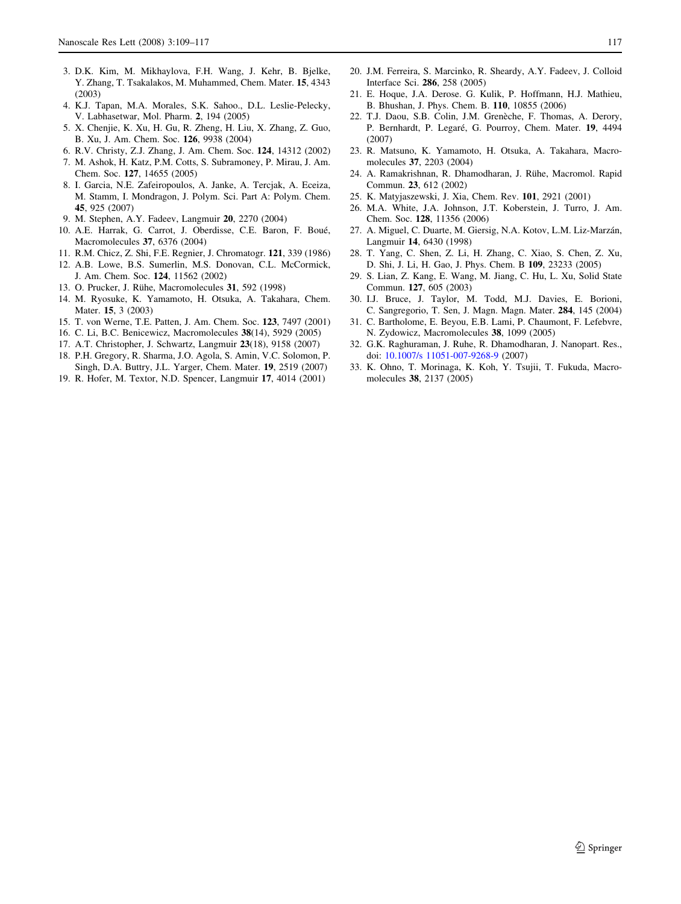3. D.K. Kim, M. Mikhaylova, F.H. Wang, J. Kehr, B. Bjelke, Y. Zhang, T. Tsakalakos, M. Muhammed, Chem. Mater. **15**, 4343 (2003)
4. K.J. Tapan, M.A. Morales, S.K. Sahoo., D.L. Leslie-Pelecky, V. Labhasetwar, Mol. Pharm. **2**, 194 (2005)
5. X. Chenjie, K. Xu, H. Gu, R. Zheng, H. Liu, X. Zhang, Z. Guo, B. Xu, J. Am. Chem. Soc. **126**, 9938 (2004)
6. R.V. Christy, Z.J. Zhang, J. Am. Chem. Soc. **124**, 14312 (2002)
7. M. Ashok, H. Katz, P.M. Cotts, S. Subramoney, P. Mirau, J. Am. Chem. Soc. **127**, 14655 (2005)
8. I. Garcia, N.E. Zafeiropoulos, A. Janke, A. Tercjak, A. Eceiza, M. Stamm, I. Mondragon, J. Polym. Sci. Part A: Polym. Chem. **45**, 925 (2007)
9. M. Stephen, A.Y. Fadeev, Langmuir **20**, 2270 (2004)
10. A.E. Harrak, G. Carrot, J. Oberdisse, C.E. Baron, F. Boué, Macromolecules **37**, 6376 (2004)
11. R.M. Chicz, Z. Shi, F.E. Regnier, J. Chromatogr. **121**, 339 (1986)
12. A.B. Lowe, B.S. Sumerlin, M.S. Donovan, C.L. McCormick, J. Am. Chem. Soc. **124**, 11562 (2002)
13. O. Prucker, J. Rühe, Macromolecules **31**, 592 (1998)
14. M. Ryosuke, K. Yamamoto, H. Otsuka, A. Takahara, Chem. Mater. **15**, 3 (2003)
15. T. von Werne, T.E. Patten, J. Am. Chem. Soc. **123**, 7497 (2001)
16. C. Li, B.C. Benicewicz, Macromolecules **38**(14), 5929 (2005)
17. A.T. Christopher, J. Schwartz, Langmuir **23**(18), 9158 (2007)
18. P.H. Gregory, R. Sharma, J.O. Agola, S. Amin, V.C. Solomon, P. Singh, D.A. Buttry, J.L. Yarger, Chem. Mater. **19**, 2519 (2007)
19. R. Hofer, M. Textor, N.D. Spencer, Langmuir **17**, 4014 (2001)
20. J.M. Ferreira, S. Marcinko, R. Sheardy, A.Y. Fadeev, J. Colloid Interface Sci. **286**, 258 (2005)
21. E. Hoque, J.A. Derose. G. Kulik, P. Hoffmann, H.J. Mathieu, B. Bhushan, J. Phys. Chem. B. **110**, 10855 (2006)
22. T.J. Daou, S.B. Colin, J.M. Grenèche, F. Thomas, A. Derory, P. Bernhardt, P. Legaré, G. Pourroy, Chem. Mater. **19**, 4494 (2007)
23. R. Matsuno, K. Yamamoto, H. Otsuka, A. Takahara, Macromolecules **37**, 2203 (2004)
24. A. Ramakrishnan, R. Dhamodharan, J. Rühe, Macromol. Rapid Commun. **23**, 612 (2002)
25. K. Matyjaszewski, J. Xia, Chem. Rev. **101**, 2921 (2001)
26. M.A. White, J.A. Johnson, J.T. Koberstein, J. Turro, J. Am. Chem. Soc. **128**, 11356 (2006)
27. A. Miguel, C. Duarte, M. Giersig, N.A. Kotov, L.M. Liz-Marzán, Langmuir **14**, 6430 (1998)
28. T. Yang, C. Shen, Z. Li, H. Zhang, C. Xiao, S. Chen, Z. Xu, D. Shi, J. Li, H. Gao, J. Phys. Chem. B **109**, 23233 (2005)
29. S. Lian, Z. Kang, E. Wang, M. Jiang, C. Hu, L. Xu, Solid State Commun. **127**, 605 (2003)
30. I.J. Bruce, J. Taylor, M. Todd, M.J. Davies, E. Borioni, C. Sangregorio, T. Sen, J. Magn. Magn. Mater. **284**, 145 (2004)
31. C. Bartholome, E. Beyou, E.B. Lami, P. Chaumont, F. Lefebvre, N. Zydowicz, Macromolecules **38**, 1099 (2005)
32. G.K. Raghuraman, J. Ruhe, R. Dhamodharan, J. Nanopart. Res., doi: 10.1007/s 11051-007-9268-9 (2007)
33. K. Ohno, T. Morinaga, K. Koh, Y. Tsujii, T. Fukuda, Macromolecules **38**, 2137 (2005)